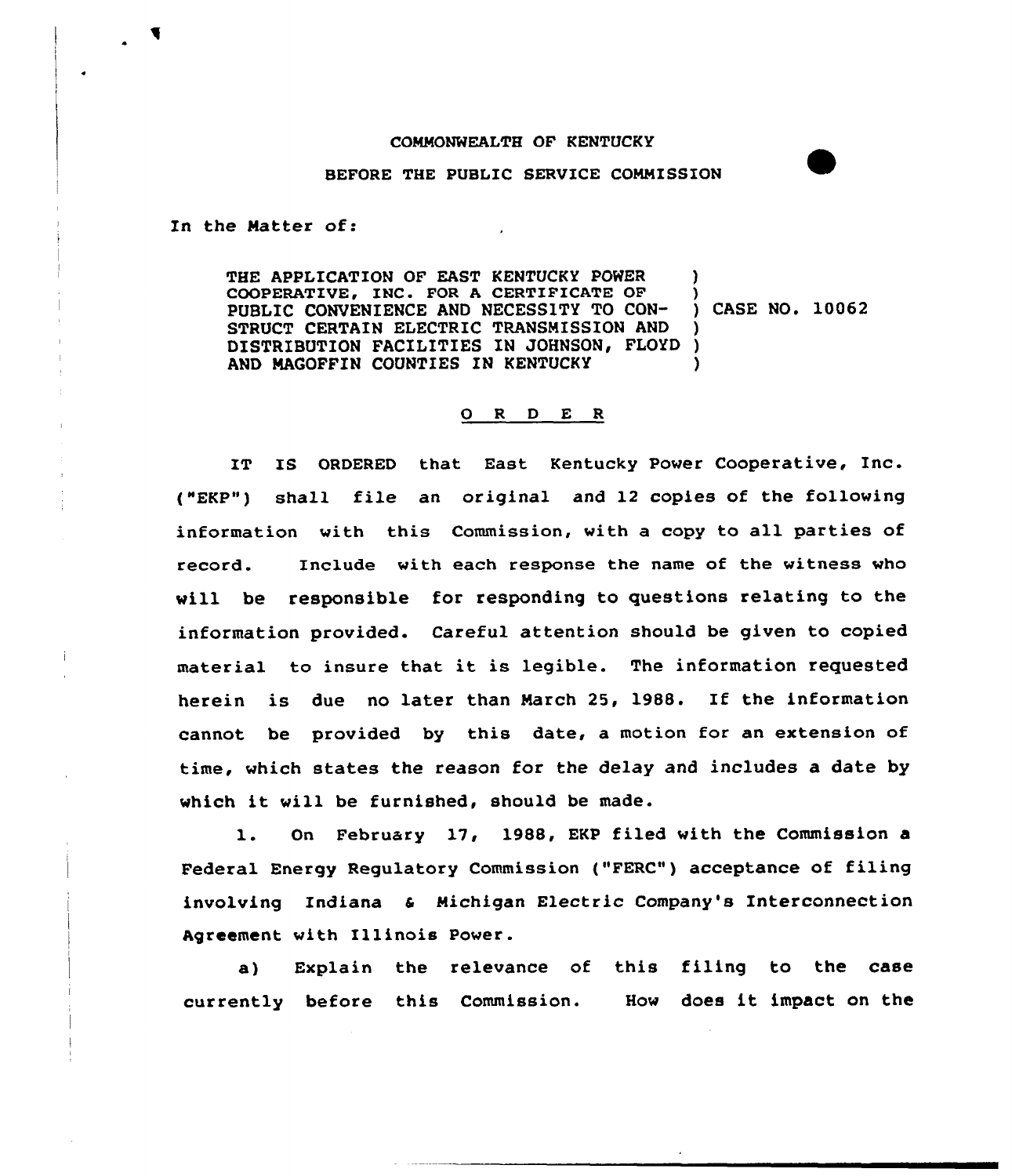COMMONWEALTH OF KENTUCKY

BEFORE THE PUBLIC SERVICE COMMISSION

In the Matter of:

THE APPLICATION OF EAST KENTUCKY POWER COOPERATIVE, INC. FOR A CERTIFICATE OF PUBLIC CONVENIENCE AND NECESSITY TO CONSTRUCT CERTAIN ELECTRIC TRANSMISSION AND DISTRIBUTION FACILITIES IN JOHNSON, FLOYD AND MAGOFFIN COUNTIES IN KENTUCKY ) CASE NO. 10062

O R D E R

IT IS ORDERED that East Kentucky Power Cooperative, Inc. ("EKP") shall file an original and 12 copies of the following information with this Commission, with a copy to all parties of record. Include with each response the name of the witness who will be responsible for responding to questions relating to the information provided. Careful attention should be given to copied material to insure that it is legible. The information requested herein is due no later than March 25, 1988. If the information cannot be provided by this date, a motion for an extension of time, which states the reason for the delay and includes a date by which it will be furnished, should be made.

1. On February 17, 1988, EKP filed with the Commission a Federal Energy Regulatory Commission ("FERC") acceptance of filing involving Indiana & Michigan Electric Company's Interconnection Agreement with Illinois Power.

a) Explain the relevance of this filing to the case currently before this Commission. How does it impact on the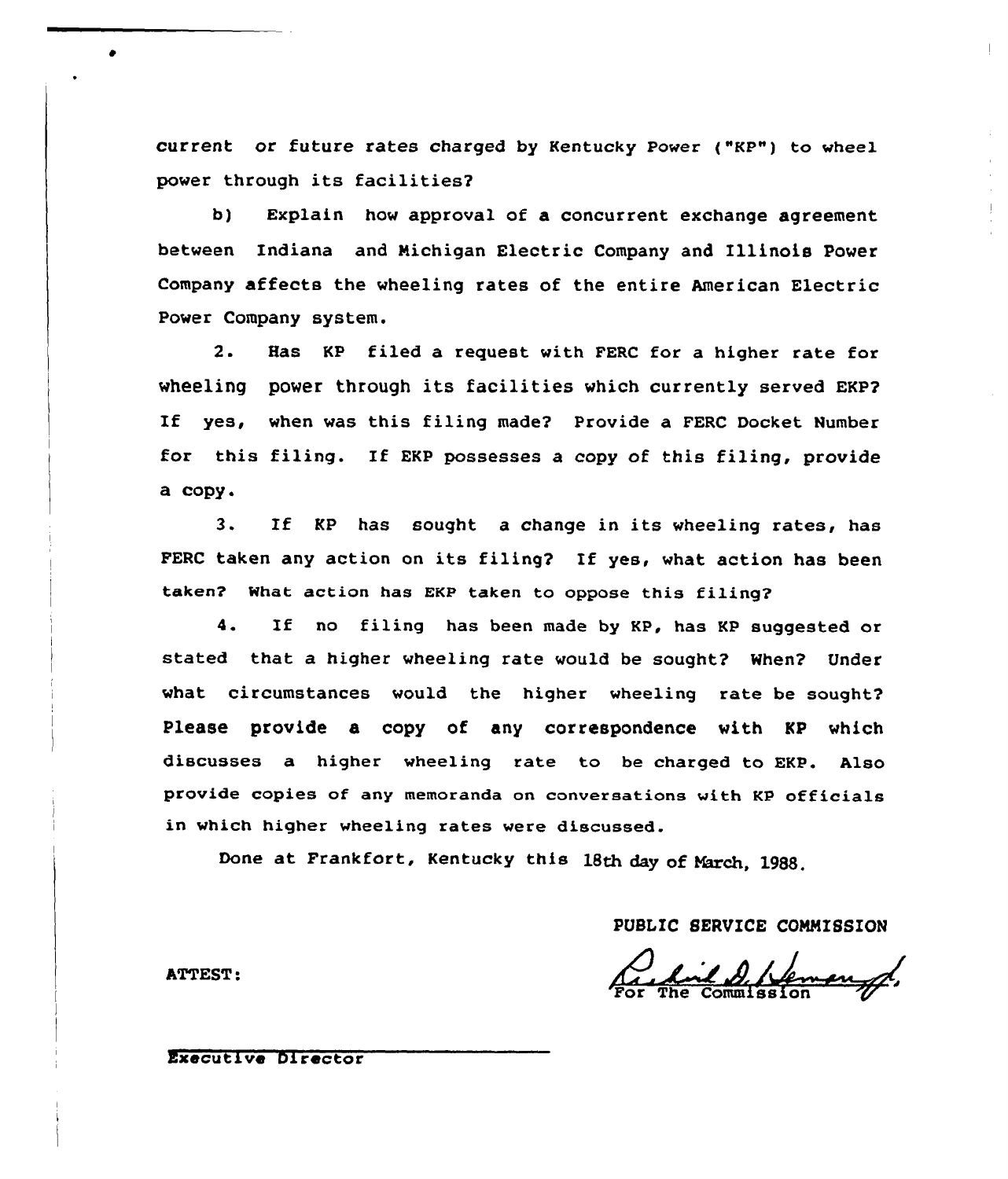current or future rates charged by Kentucky Power ("KP") to wheel power through its facilities?

b) Explain how approval of a concurrent exchange agreement between Indiana and Michigan Electric Company and Illinois Power Company affects the wheeling rates of the entire American Electric Power Company system.

2. Has KP filed a request with FERC for a higher rate for wheeling power through its facilities which currently served EKP? If yes, when was this filing made? Provide a FERC Docket Number for this filing. If EKP possesses a copy of this filing, provide a copy.

3. If KP has sought a change in its wheeling rates, has FERC taken any action on its filing? If yes, what action has been taken? What action has EKP taken to oppose this filing?

4. If no filing has been made by KP, has KP suggested or stated that a higher wheeling rate would be sought? When? Under what circumstances would the higher wheeling rate be sought? Please provide a copy of any correspondence with KP which discusses a higher wheeling rate to be charged to EKP. Also provide copies of any memoranda on conversations with KP officials in which higher wheeling rates were discussed.

Done at Frankfort, Kentucky this 18th day of March, 1988.

PUBLIC SERVICE COMMISSION

For The Commission

ATTEST:

Executive Director